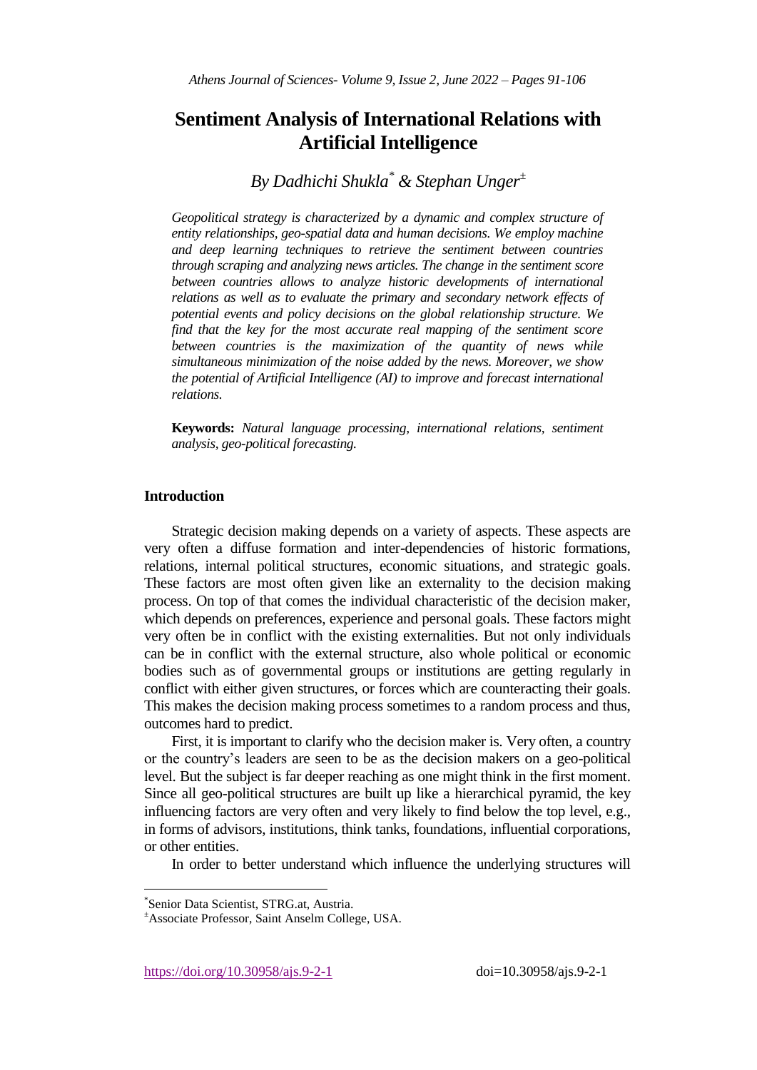# Sentiment Analysis of International Relations with Artificial Intelligence

*By Dadhichi Shukla[*] & Stephan Unger[±]*

*Geopolitical strategy is characterized by a dynamic and complex structure of entity relationships, geo-spatial data and human decisions. We employ machine and deep learning techniques to retrieve the sentiment between countries through scraping and analyzing news articles. The change in the sentiment score between countries allows to analyze historic developments of international relations as well as to evaluate the primary and secondary network effects of potential events and policy decisions on the global relationship structure. We find that the key for the most accurate real mapping of the sentiment score between countries is the maximization of the quantity of news while simultaneous minimization of the noise added by the news. Moreover, we show the potential of Artificial Intelligence (AI) to improve and forecast international relations.*

**Keywords:** *Natural language processing, international relations, sentiment analysis, geo-political forecasting.*

## Introduction

Strategic decision making depends on a variety of aspects. These aspects are very often a diffuse formation and inter-dependencies of historic formations, relations, internal political structures, economic situations, and strategic goals. These factors are most often given like an externality to the decision making process. On top of that comes the individual characteristic of the decision maker, which depends on preferences, experience and personal goals. These factors might very often be in conflict with the existing externalities. But not only individuals can be in conflict with the external structure, also whole political or economic bodies such as of governmental groups or institutions are getting regularly in conflict with either given structures, or forces which are counteracting their goals. This makes the decision making process sometimes to a random process and thus, outcomes hard to predict.

First, it is important to clarify who the decision maker is. Very often, a country or the country's leaders are seen to be as the decision makers on a geo-political level. But the subject is far deeper reaching as one might think in the first moment. Since all geo-political structures are built up like a hierarchical pyramid, the key influencing factors are very often and very likely to find below the top level, e.g., in forms of advisors, institutions, think tanks, foundations, influential corporations, or other entities.

In order to better understand which influence the underlying structures will

---

[*] Senior Data Scientist, STRG.at, Austria.

[±] Associate Professor, Saint Anselm College, USA.

https://doi.org/10.30958/ajs.9-2-1 doi=10.30958/ajs.9-2-1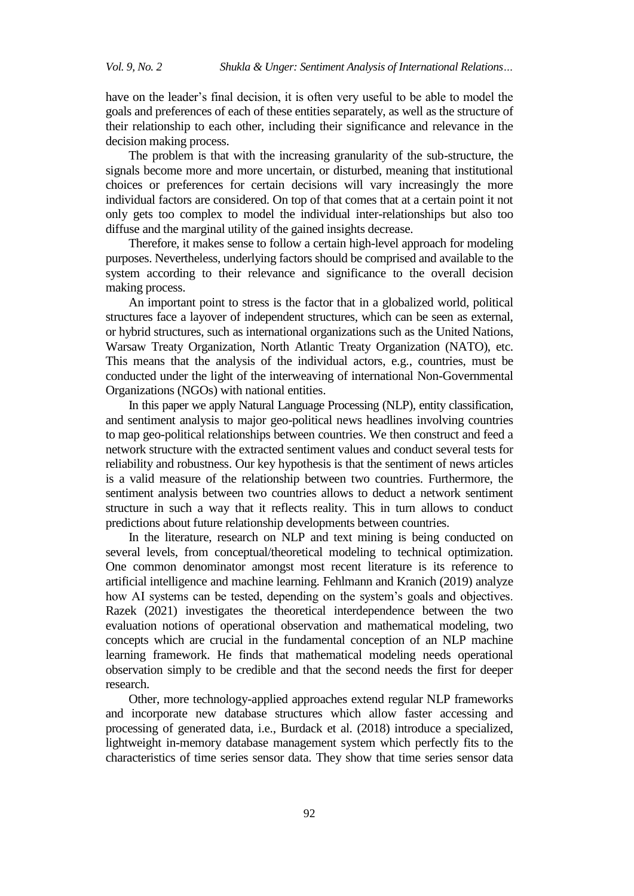have on the leader's final decision, it is often very useful to be able to model the goals and preferences of each of these entities separately, as well as the structure of their relationship to each other, including their significance and relevance in the decision making process.

The problem is that with the increasing granularity of the sub-structure, the signals become more and more uncertain, or disturbed, meaning that institutional choices or preferences for certain decisions will vary increasingly the more individual factors are considered. On top of that comes that at a certain point it not only gets too complex to model the individual inter-relationships but also too diffuse and the marginal utility of the gained insights decrease.

Therefore, it makes sense to follow a certain high-level approach for modeling purposes. Nevertheless, underlying factors should be comprised and available to the system according to their relevance and significance to the overall decision making process.

An important point to stress is the factor that in a globalized world, political structures face a layover of independent structures, which can be seen as external, or hybrid structures, such as international organizations such as the United Nations, Warsaw Treaty Organization, North Atlantic Treaty Organization (NATO), etc. This means that the analysis of the individual actors, e.g., countries, must be conducted under the light of the interweaving of international Non-Governmental Organizations (NGOs) with national entities.

In this paper we apply Natural Language Processing (NLP), entity classification, and sentiment analysis to major geo-political news headlines involving countries to map geo-political relationships between countries. We then construct and feed a network structure with the extracted sentiment values and conduct several tests for reliability and robustness. Our key hypothesis is that the sentiment of news articles is a valid measure of the relationship between two countries. Furthermore, the sentiment analysis between two countries allows to deduct a network sentiment structure in such a way that it reflects reality. This in turn allows to conduct predictions about future relationship developments between countries.

In the literature, research on NLP and text mining is being conducted on several levels, from conceptual/theoretical modeling to technical optimization. One common denominator amongst most recent literature is its reference to artificial intelligence and machine learning. Fehlmann and Kranich (2019) analyze how AI systems can be tested, depending on the system's goals and objectives. Razek (2021) investigates the theoretical interdependence between the two evaluation notions of operational observation and mathematical modeling, two concepts which are crucial in the fundamental conception of an NLP machine learning framework. He finds that mathematical modeling needs operational observation simply to be credible and that the second needs the first for deeper research.

Other, more technology-applied approaches extend regular NLP frameworks and incorporate new database structures which allow faster accessing and processing of generated data, i.e., Burdack et al. (2018) introduce a specialized, lightweight in-memory database management system which perfectly fits to the characteristics of time series sensor data. They show that time series sensor data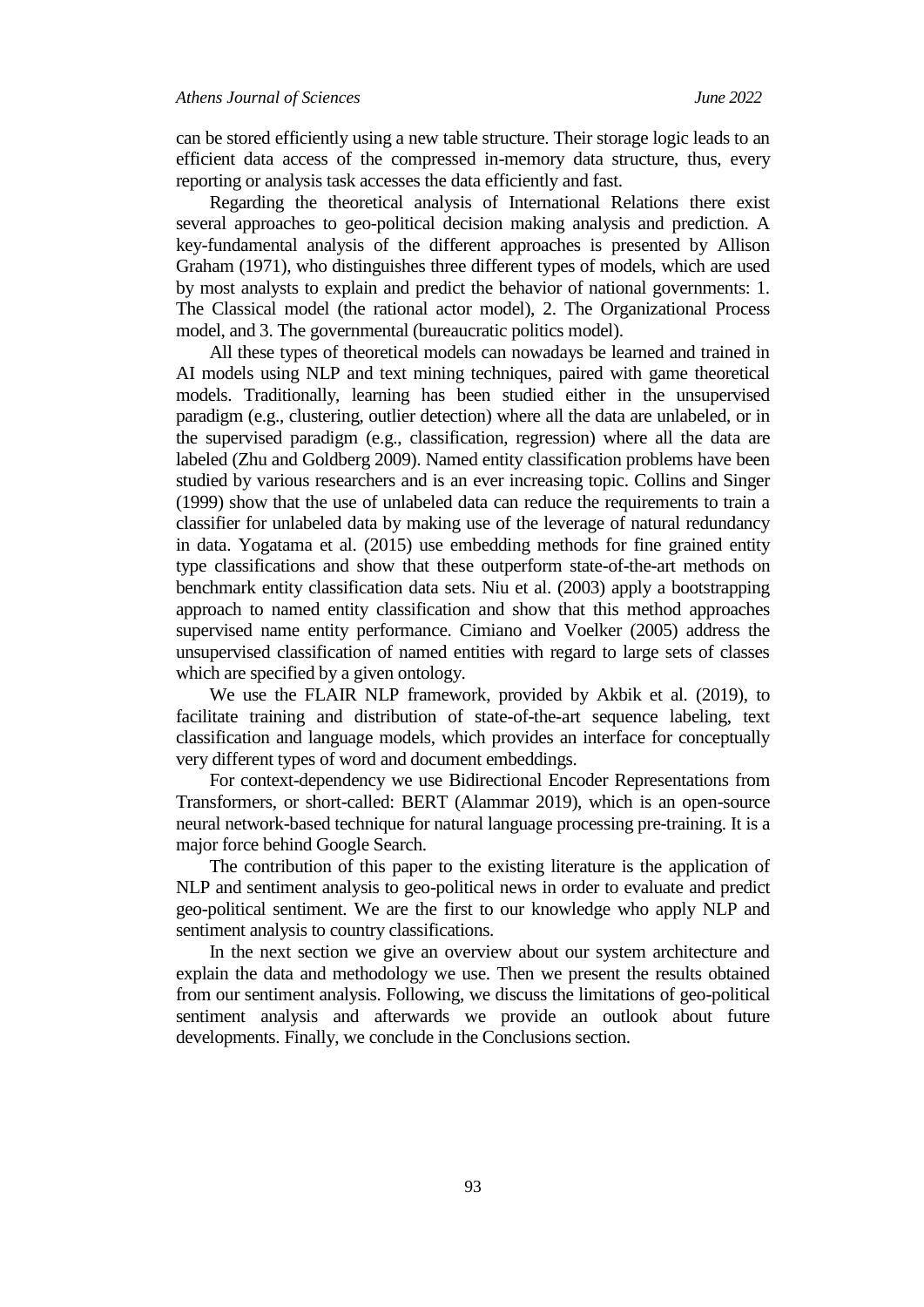can be stored efficiently using a new table structure. Their storage logic leads to an efficient data access of the compressed in-memory data structure, thus, every reporting or analysis task accesses the data efficiently and fast.

Regarding the theoretical analysis of International Relations there exist several approaches to geo-political decision making analysis and prediction. A key-fundamental analysis of the different approaches is presented by Allison Graham (1971), who distinguishes three different types of models, which are used by most analysts to explain and predict the behavior of national governments: 1. The Classical model (the rational actor model), 2. The Organizational Process model, and 3. The governmental (bureaucratic politics model).

All these types of theoretical models can nowadays be learned and trained in AI models using NLP and text mining techniques, paired with game theoretical models. Traditionally, learning has been studied either in the unsupervised paradigm (e.g., clustering, outlier detection) where all the data are unlabeled, or in the supervised paradigm (e.g., classification, regression) where all the data are labeled (Zhu and Goldberg 2009). Named entity classification problems have been studied by various researchers and is an ever increasing topic. Collins and Singer (1999) show that the use of unlabeled data can reduce the requirements to train a classifier for unlabeled data by making use of the leverage of natural redundancy in data. Yogatama et al. (2015) use embedding methods for fine grained entity type classifications and show that these outperform state-of-the-art methods on benchmark entity classification data sets. Niu et al. (2003) apply a bootstrapping approach to named entity classification and show that this method approaches supervised name entity performance. Cimiano and Voelker (2005) address the unsupervised classification of named entities with regard to large sets of classes which are specified by a given ontology.

We use the FLAIR NLP framework, provided by Akbik et al. (2019), to facilitate training and distribution of state-of-the-art sequence labeling, text classification and language models, which provides an interface for conceptually very different types of word and document embeddings.

For context-dependency we use Bidirectional Encoder Representations from Transformers, or short-called: BERT (Alammar 2019), which is an open-source neural network-based technique for natural language processing pre-training. It is a major force behind Google Search.

The contribution of this paper to the existing literature is the application of NLP and sentiment analysis to geo-political news in order to evaluate and predict geo-political sentiment. We are the first to our knowledge who apply NLP and sentiment analysis to country classifications.

In the next section we give an overview about our system architecture and explain the data and methodology we use. Then we present the results obtained from our sentiment analysis. Following, we discuss the limitations of geo-political sentiment analysis and afterwards we provide an outlook about future developments. Finally, we conclude in the Conclusions section.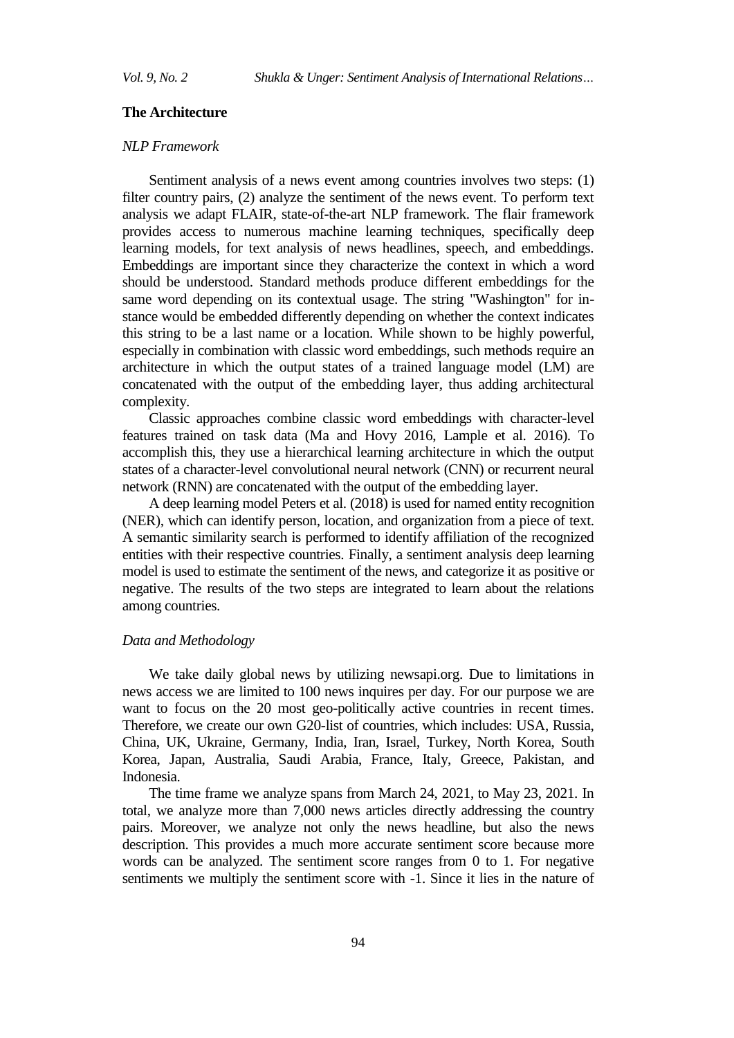## The Architecture

### *NLP Framework*

Sentiment analysis of a news event among countries involves two steps: (1) filter country pairs, (2) analyze the sentiment of the news event. To perform text analysis we adapt FLAIR, state-of-the-art NLP framework. The flair framework provides access to numerous machine learning techniques, specifically deep learning models, for text analysis of news headlines, speech, and embeddings. Embeddings are important since they characterize the context in which a word should be understood. Standard methods produce different embeddings for the same word depending on its contextual usage. The string "Washington" for instance would be embedded differently depending on whether the context indicates this string to be a last name or a location. While shown to be highly powerful, especially in combination with classic word embeddings, such methods require an architecture in which the output states of a trained language model (LM) are concatenated with the output of the embedding layer, thus adding architectural complexity.

Classic approaches combine classic word embeddings with character-level features trained on task data (Ma and Hovy 2016, Lample et al. 2016). To accomplish this, they use a hierarchical learning architecture in which the output states of a character-level convolutional neural network (CNN) or recurrent neural network (RNN) are concatenated with the output of the embedding layer.

A deep learning model Peters et al. (2018) is used for named entity recognition (NER), which can identify person, location, and organization from a piece of text. A semantic similarity search is performed to identify affiliation of the recognized entities with their respective countries. Finally, a sentiment analysis deep learning model is used to estimate the sentiment of the news, and categorize it as positive or negative. The results of the two steps are integrated to learn about the relations among countries.

### *Data and Methodology*

We take daily global news by utilizing newsapi.org. Due to limitations in news access we are limited to 100 news inquires per day. For our purpose we are want to focus on the 20 most geo-politically active countries in recent times. Therefore, we create our own G20-list of countries, which includes: USA, Russia, China, UK, Ukraine, Germany, India, Iran, Israel, Turkey, North Korea, South Korea, Japan, Australia, Saudi Arabia, France, Italy, Greece, Pakistan, and Indonesia.

The time frame we analyze spans from March 24, 2021, to May 23, 2021. In total, we analyze more than 7,000 news articles directly addressing the country pairs. Moreover, we analyze not only the news headline, but also the news description. This provides a much more accurate sentiment score because more words can be analyzed. The sentiment score ranges from 0 to 1. For negative sentiments we multiply the sentiment score with -1. Since it lies in the nature of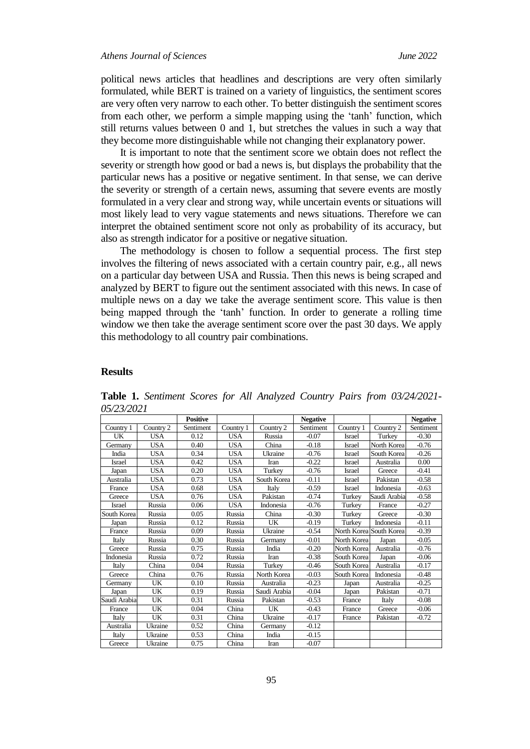political news articles that headlines and descriptions are very often similarly formulated, while BERT is trained on a variety of linguistics, the sentiment scores are very often very narrow to each other. To better distinguish the sentiment scores from each other, we perform a simple mapping using the 'tanh' function, which still returns values between 0 and 1, but stretches the values in such a way that they become more distinguishable while not changing their explanatory power.

It is important to note that the sentiment score we obtain does not reflect the severity or strength how good or bad a news is, but displays the probability that the particular news has a positive or negative sentiment. In that sense, we can derive the severity or strength of a certain news, assuming that severe events are mostly formulated in a very clear and strong way, while uncertain events or situations will most likely lead to very vague statements and news situations. Therefore we can interpret the obtained sentiment score not only as probability of its accuracy, but also as strength indicator for a positive or negative situation.

The methodology is chosen to follow a sequential process. The first step involves the filtering of news associated with a certain country pair, e.g., all news on a particular day between USA and Russia. Then this news is being scraped and analyzed by BERT to figure out the sentiment associated with this news. In case of multiple news on a day we take the average sentiment score. This value is then being mapped through the 'tanh' function. In order to generate a rolling time window we then take the average sentiment score over the past 30 days. We apply this methodology to all country pair combinations.

## Results

**Table 1.** *Sentiment Scores for All Analyzed Country Pairs from 03/24/2021-05/23/2021*

| | | **Positive** | | | **Negative** | | | **Negative** |
|---|---|---|---|---|---|---|---|---|
| Country 1 | Country 2 | Sentiment | Country 1 | Country 2 | Sentiment | Country 1 | Country 2 | Sentiment |
| UK | USA | 0.12 | USA | Russia | -0.07 | Israel | Turkey | -0.30 |
| Germany | USA | 0.40 | USA | China | -0.18 | Israel | North Korea | -0.76 |
| India | USA | 0.34 | USA | Ukraine | -0.76 | Israel | South Korea | -0.26 |
| Israel | USA | 0.42 | USA | Iran | -0.22 | Israel | Australia | 0.00 |
| Japan | USA | 0.20 | USA | Turkey | -0.76 | Israel | Greece | -0.41 |
| Australia | USA | 0.73 | USA | South Korea | -0.11 | Israel | Pakistan | -0.58 |
| France | USA | 0.68 | USA | Italy | -0.59 | Israel | Indonesia | -0.63 |
| Greece | USA | 0.76 | USA | Pakistan | -0.74 | Turkey | Saudi Arabia | -0.58 |
| Israel | Russia | 0.06 | USA | Indonesia | -0.76 | Turkey | France | -0.27 |
| South Korea | Russia | 0.05 | Russia | China | -0.30 | Turkey | Greece | -0.30 |
| Japan | Russia | 0.12 | Russia | UK | -0.19 | Turkey | Indonesia | -0.11 |
| France | Russia | 0.09 | Russia | Ukraine | -0.54 | North Korea | South Korea | -0.39 |
| Italy | Russia | 0.30 | Russia | Germany | -0.01 | North Korea | Japan | -0.05 |
| Greece | Russia | 0.75 | Russia | India | -0.20 | North Korea | Australia | -0.76 |
| Indonesia | Russia | 0.72 | Russia | Iran | -0.38 | South Korea | Japan | -0.06 |
| Italy | China | 0.04 | Russia | Turkey | -0.46 | South Korea | Australia | -0.17 |
| Greece | China | 0.76 | Russia | North Korea | -0.03 | South Korea | Indonesia | -0.48 |
| Germany | UK | 0.10 | Russia | Australia | -0.23 | Japan | Australia | -0.25 |
| Japan | UK | 0.19 | Russia | Saudi Arabia | -0.04 | Japan | Pakistan | -0.71 |
| Saudi Arabia | UK | 0.31 | Russia | Pakistan | -0.53 | France | Italy | -0.08 |
| France | UK | 0.04 | China | UK | -0.43 | France | Greece | -0.06 |
| Italy | UK | 0.31 | China | Ukraine | -0.17 | France | Pakistan | -0.72 |
| Australia | Ukraine | 0.52 | China | Germany | -0.12 | | | |
| Italy | Ukraine | 0.53 | China | India | -0.15 | | | |
| Greece | Ukraine | 0.75 | China | Iran | -0.07 | | | |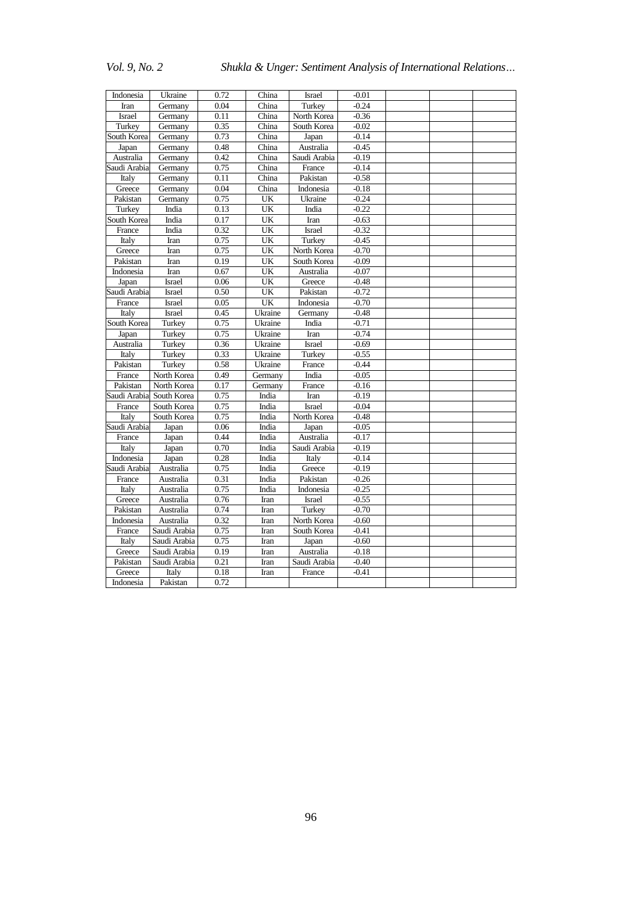| | | | | | | | | |
|---|---|---|---|---|---|---|---|---|
| Indonesia | Ukraine | 0.72 | China | Israel | -0.01 | | | |
| Iran | Germany | 0.04 | China | Turkey | -0.24 | | | |
| Israel | Germany | 0.11 | China | North Korea | -0.36 | | | |
| Turkey | Germany | 0.35 | China | South Korea | -0.02 | | | |
| South Korea | Germany | 0.73 | China | Japan | -0.14 | | | |
| Japan | Germany | 0.48 | China | Australia | -0.45 | | | |
| Australia | Germany | 0.42 | China | Saudi Arabia | -0.19 | | | |
| Saudi Arabia | Germany | 0.75 | China | France | -0.14 | | | |
| Italy | Germany | 0.11 | China | Pakistan | -0.58 | | | |
| Greece | Germany | 0.04 | China | Indonesia | -0.18 | | | |
| Pakistan | Germany | 0.75 | UK | Ukraine | -0.24 | | | |
| Turkey | India | 0.13 | UK | India | -0.22 | | | |
| South Korea | India | 0.17 | UK | Iran | -0.63 | | | |
| France | India | 0.32 | UK | Israel | -0.32 | | | |
| Italy | Iran | 0.75 | UK | Turkey | -0.45 | | | |
| Greece | Iran | 0.75 | UK | North Korea | -0.70 | | | |
| Pakistan | Iran | 0.19 | UK | South Korea | -0.09 | | | |
| Indonesia | Iran | 0.67 | UK | Australia | -0.07 | | | |
| Japan | Israel | 0.06 | UK | Greece | -0.48 | | | |
| Saudi Arabia | Israel | 0.50 | UK | Pakistan | -0.72 | | | |
| France | Israel | 0.05 | UK | Indonesia | -0.70 | | | |
| Italy | Israel | 0.45 | Ukraine | Germany | -0.48 | | | |
| South Korea | Turkey | 0.75 | Ukraine | India | -0.71 | | | |
| Japan | Turkey | 0.75 | Ukraine | Iran | -0.74 | | | |
| Australia | Turkey | 0.36 | Ukraine | Israel | -0.69 | | | |
| Italy | Turkey | 0.33 | Ukraine | Turkey | -0.55 | | | |
| Pakistan | Turkey | 0.58 | Ukraine | France | -0.44 | | | |
| France | North Korea | 0.49 | Germany | India | -0.05 | | | |
| Pakistan | North Korea | 0.17 | Germany | France | -0.16 | | | |
| Saudi Arabia | South Korea | 0.75 | India | Iran | -0.19 | | | |
| France | South Korea | 0.75 | India | Israel | -0.04 | | | |
| Italy | South Korea | 0.75 | India | North Korea | -0.48 | | | |
| Saudi Arabia | Japan | 0.06 | India | Japan | -0.05 | | | |
| France | Japan | 0.44 | India | Australia | -0.17 | | | |
| Italy | Japan | 0.70 | India | Saudi Arabia | -0.19 | | | |
| Indonesia | Japan | 0.28 | India | Italy | -0.14 | | | |
| Saudi Arabia | Australia | 0.75 | India | Greece | -0.19 | | | |
| France | Australia | 0.31 | India | Pakistan | -0.26 | | | |
| Italy | Australia | 0.75 | India | Indonesia | -0.25 | | | |
| Greece | Australia | 0.76 | Iran | Israel | -0.55 | | | |
| Pakistan | Australia | 0.74 | Iran | Turkey | -0.70 | | | |
| Indonesia | Australia | 0.32 | Iran | North Korea | -0.60 | | | |
| France | Saudi Arabia | 0.75 | Iran | South Korea | -0.41 | | | |
| Italy | Saudi Arabia | 0.75 | Iran | Japan | -0.60 | | | |
| Greece | Saudi Arabia | 0.19 | Iran | Australia | -0.18 | | | |
| Pakistan | Saudi Arabia | 0.21 | Iran | Saudi Arabia | -0.40 | | | |
| Greece | Italy | 0.18 | Iran | France | -0.41 | | | |
| Indonesia | Pakistan | 0.72 | | | | | | |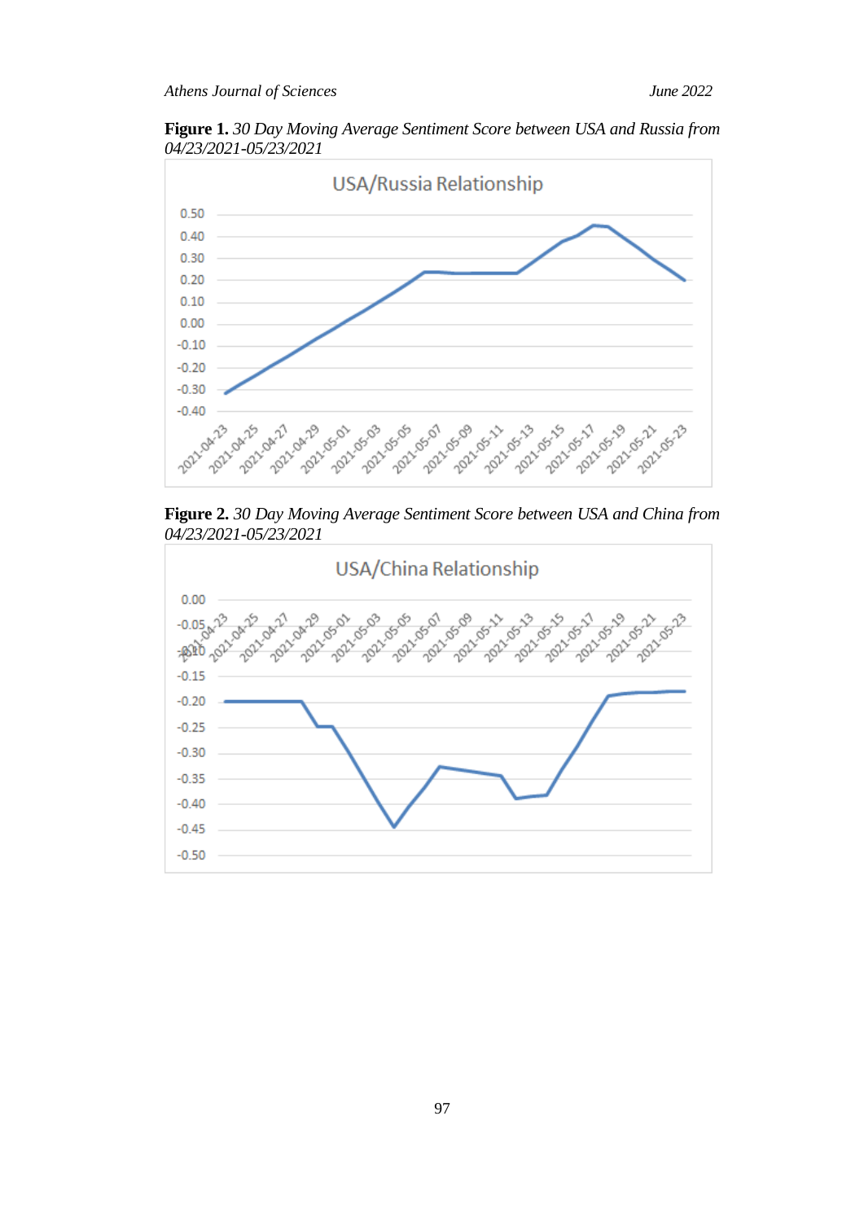**Figure 1.** *30 Day Moving Average Sentiment Score between USA and Russia from 04/23/2021-05/23/2021*

**Figure 2.** *30 Day Moving Average Sentiment Score between USA and China from 04/23/2021-05/23/2021*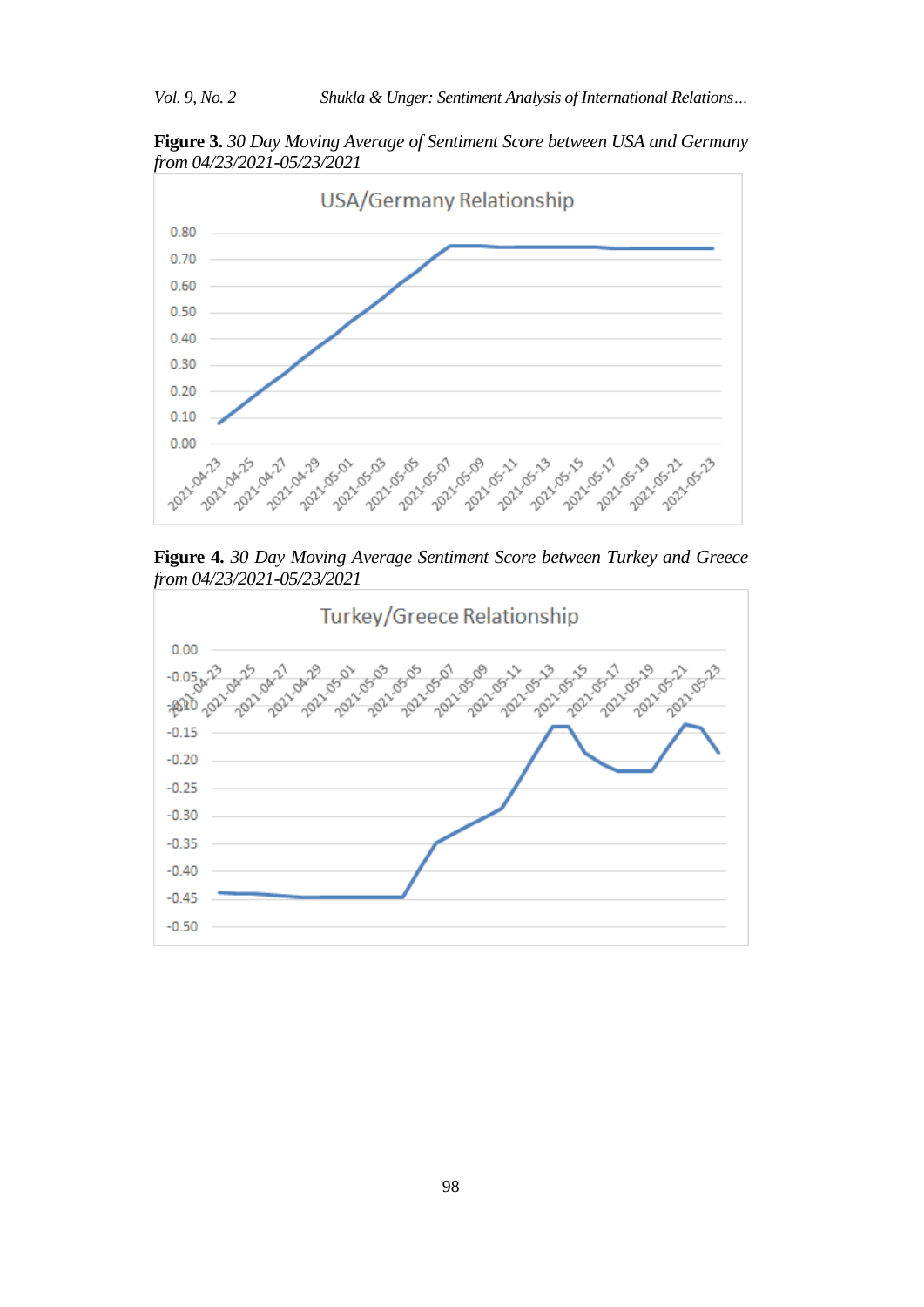**Figure 3.** *30 Day Moving Average of Sentiment Score between USA and Germany from 04/23/2021-05/23/2021*

**Figure 4.** *30 Day Moving Average Sentiment Score between Turkey and Greece from 04/23/2021-05/23/2021*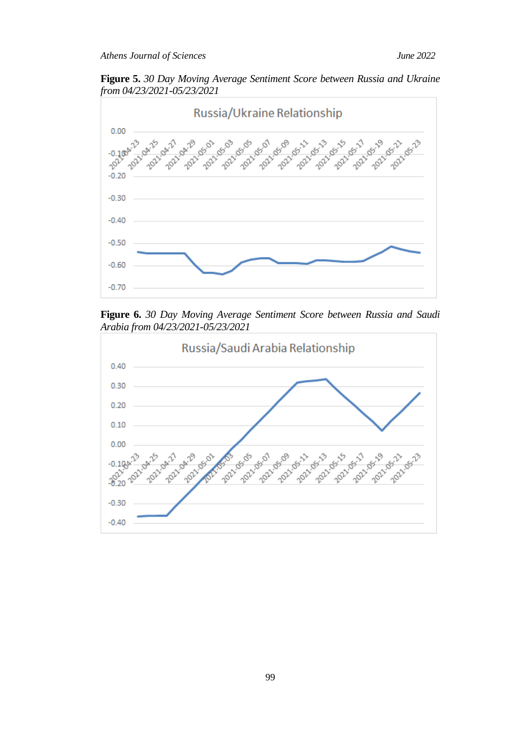**Figure 5.** *30 Day Moving Average Sentiment Score between Russia and Ukraine from 04/23/2021-05/23/2021*

**Figure 6.** *30 Day Moving Average Sentiment Score between Russia and Saudi Arabia from 04/23/2021-05/23/2021*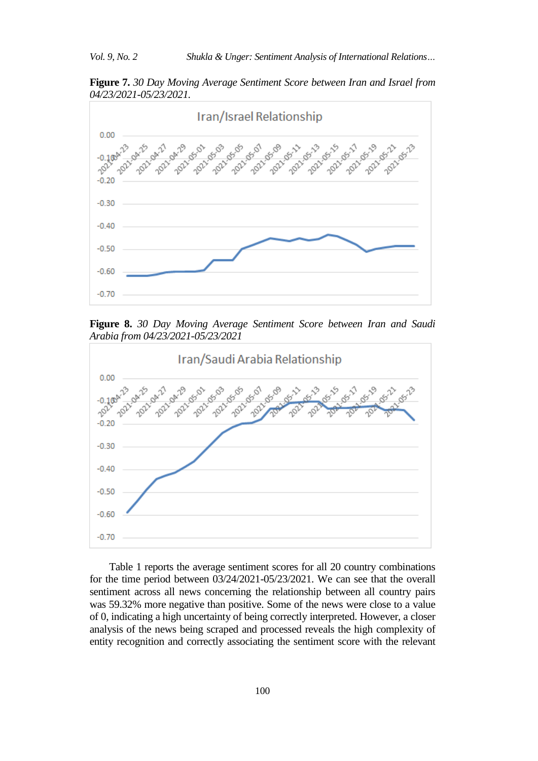**Figure 7.** *30 Day Moving Average Sentiment Score between Iran and Israel from 04/23/2021-05/23/2021.*

**Figure 8.** *30 Day Moving Average Sentiment Score between Iran and Saudi Arabia from 04/23/2021-05/23/2021*

Table 1 reports the average sentiment scores for all 20 country combinations for the time period between 03/24/2021-05/23/2021. We can see that the overall sentiment across all news concerning the relationship between all country pairs was 59.32% more negative than positive. Some of the news were close to a value of 0, indicating a high uncertainty of being correctly interpreted. However, a closer analysis of the news being scraped and processed reveals the high complexity of entity recognition and correctly associating the sentiment score with the relevant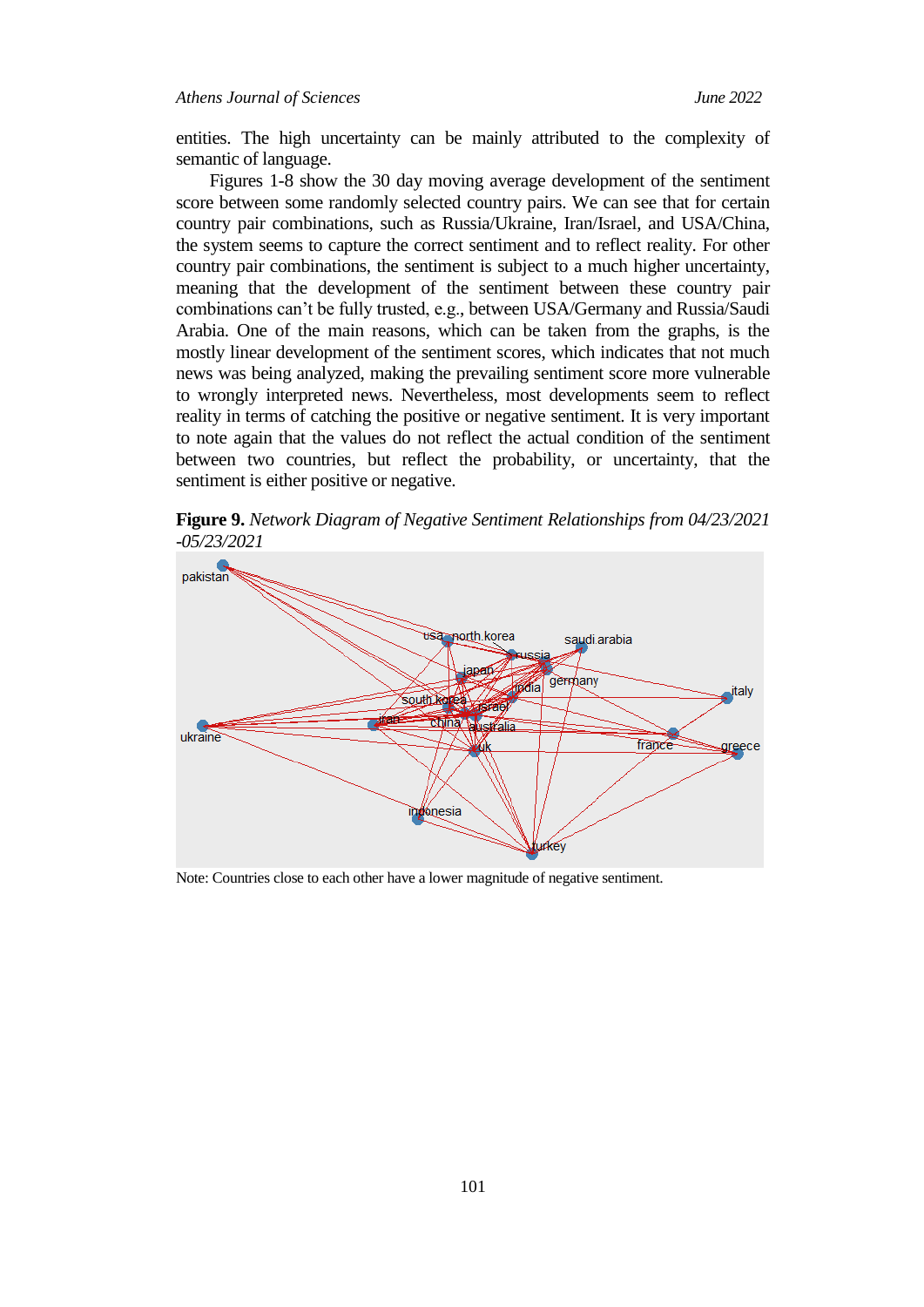entities. The high uncertainty can be mainly attributed to the complexity of semantic of language.

Figures 1-8 show the 30 day moving average development of the sentiment score between some randomly selected country pairs. We can see that for certain country pair combinations, such as Russia/Ukraine, Iran/Israel, and USA/China, the system seems to capture the correct sentiment and to reflect reality. For other country pair combinations, the sentiment is subject to a much higher uncertainty, meaning that the development of the sentiment between these country pair combinations can't be fully trusted, e.g., between USA/Germany and Russia/Saudi Arabia. One of the main reasons, which can be taken from the graphs, is the mostly linear development of the sentiment scores, which indicates that not much news was being analyzed, making the prevailing sentiment score more vulnerable to wrongly interpreted news. Nevertheless, most developments seem to reflect reality in terms of catching the positive or negative sentiment. It is very important to note again that the values do not reflect the actual condition of the sentiment between two countries, but reflect the probability, or uncertainty, that the sentiment is either positive or negative.

**Figure 9.** *Network Diagram of Negative Sentiment Relationships from 04/23/2021 -05/23/2021*

Note: Countries close to each other have a lower magnitude of negative sentiment.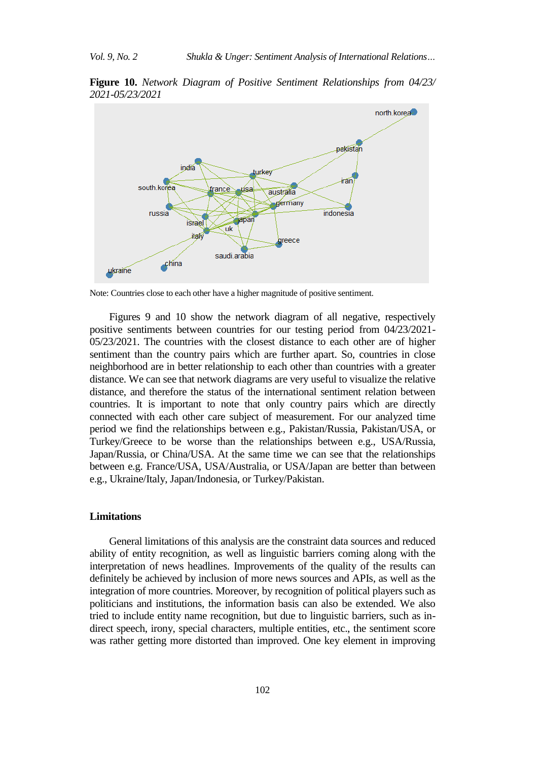**Figure 10.** *Network Diagram of Positive Sentiment Relationships from 04/23/ 2021-05/23/2021*

Note: Countries close to each other have a higher magnitude of positive sentiment.

Figures 9 and 10 show the network diagram of all negative, respectively positive sentiments between countries for our testing period from 04/23/2021-05/23/2021. The countries with the closest distance to each other are of higher sentiment than the country pairs which are further apart. So, countries in close neighborhood are in better relationship to each other than countries with a greater distance. We can see that network diagrams are very useful to visualize the relative distance, and therefore the status of the international sentiment relation between countries. It is important to note that only country pairs which are directly connected with each other care subject of measurement. For our analyzed time period we find the relationships between e.g., Pakistan/Russia, Pakistan/USA, or Turkey/Greece to be worse than the relationships between e.g., USA/Russia, Japan/Russia, or China/USA. At the same time we can see that the relationships between e.g. France/USA, USA/Australia, or USA/Japan are better than between e.g., Ukraine/Italy, Japan/Indonesia, or Turkey/Pakistan.

## Limitations

General limitations of this analysis are the constraint data sources and reduced ability of entity recognition, as well as linguistic barriers coming along with the interpretation of news headlines. Improvements of the quality of the results can definitely be achieved by inclusion of more news sources and APIs, as well as the integration of more countries. Moreover, by recognition of political players such as politicians and institutions, the information basis can also be extended. We also tried to include entity name recognition, but due to linguistic barriers, such as indirect speech, irony, special characters, multiple entities, etc., the sentiment score was rather getting more distorted than improved. One key element in improving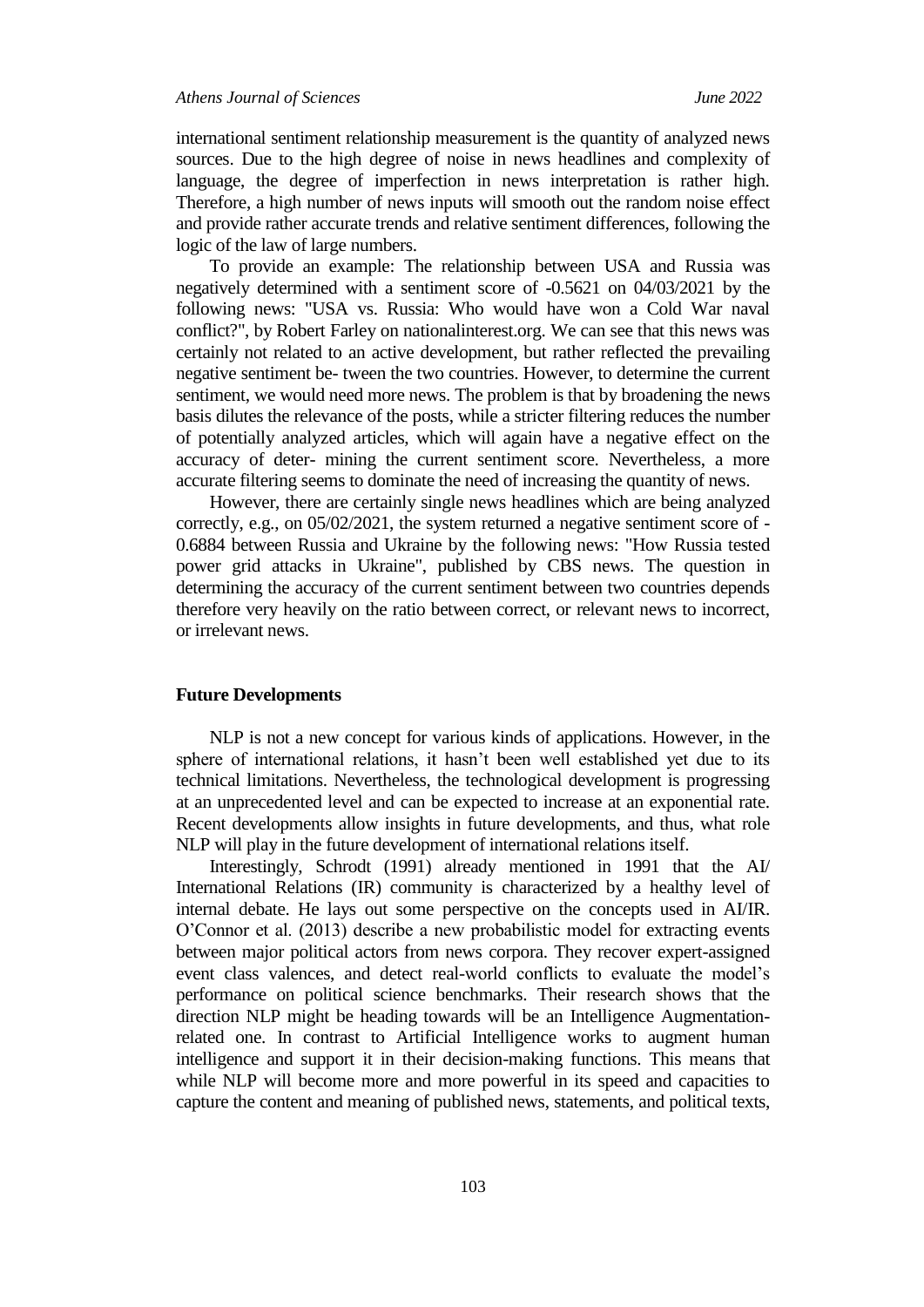international sentiment relationship measurement is the quantity of analyzed news sources. Due to the high degree of noise in news headlines and complexity of language, the degree of imperfection in news interpretation is rather high. Therefore, a high number of news inputs will smooth out the random noise effect and provide rather accurate trends and relative sentiment differences, following the logic of the law of large numbers.

To provide an example: The relationship between USA and Russia was negatively determined with a sentiment score of -0.5621 on 04/03/2021 by the following news: "USA vs. Russia: Who would have won a Cold War naval conflict?", by Robert Farley on nationalinterest.org. We can see that this news was certainly not related to an active development, but rather reflected the prevailing negative sentiment be- tween the two countries. However, to determine the current sentiment, we would need more news. The problem is that by broadening the news basis dilutes the relevance of the posts, while a stricter filtering reduces the number of potentially analyzed articles, which will again have a negative effect on the accuracy of deter- mining the current sentiment score. Nevertheless, a more accurate filtering seems to dominate the need of increasing the quantity of news.

However, there are certainly single news headlines which are being analyzed correctly, e.g., on 05/02/2021, the system returned a negative sentiment score of -0.6884 between Russia and Ukraine by the following news: "How Russia tested power grid attacks in Ukraine", published by CBS news. The question in determining the accuracy of the current sentiment between two countries depends therefore very heavily on the ratio between correct, or relevant news to incorrect, or irrelevant news.

## Future Developments

NLP is not a new concept for various kinds of applications. However, in the sphere of international relations, it hasn't been well established yet due to its technical limitations. Nevertheless, the technological development is progressing at an unprecedented level and can be expected to increase at an exponential rate. Recent developments allow insights in future developments, and thus, what role NLP will play in the future development of international relations itself.

Interestingly, Schrodt (1991) already mentioned in 1991 that the AI/ International Relations (IR) community is characterized by a healthy level of internal debate. He lays out some perspective on the concepts used in AI/IR. O'Connor et al. (2013) describe a new probabilistic model for extracting events between major political actors from news corpora. They recover expert-assigned event class valences, and detect real-world conflicts to evaluate the model's performance on political science benchmarks. Their research shows that the direction NLP might be heading towards will be an Intelligence Augmentation-related one. In contrast to Artificial Intelligence works to augment human intelligence and support it in their decision-making functions. This means that while NLP will become more and more powerful in its speed and capacities to capture the content and meaning of published news, statements, and political texts,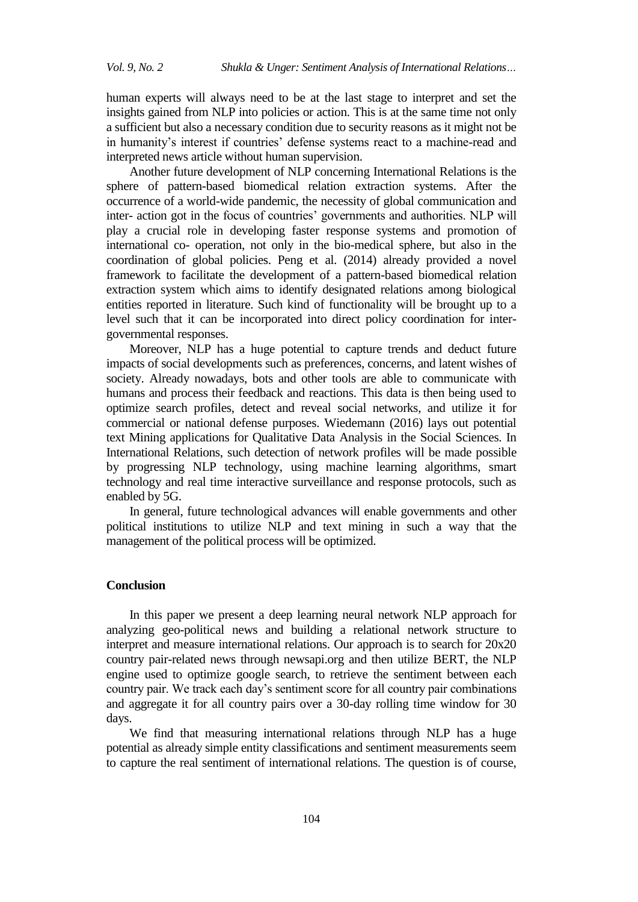human experts will always need to be at the last stage to interpret and set the insights gained from NLP into policies or action. This is at the same time not only a sufficient but also a necessary condition due to security reasons as it might not be in humanity's interest if countries' defense systems react to a machine-read and interpreted news article without human supervision.

Another future development of NLP concerning International Relations is the sphere of pattern-based biomedical relation extraction systems. After the occurrence of a world-wide pandemic, the necessity of global communication and inter- action got in the focus of countries' governments and authorities. NLP will play a crucial role in developing faster response systems and promotion of international co- operation, not only in the bio-medical sphere, but also in the coordination of global policies. Peng et al. (2014) already provided a novel framework to facilitate the development of a pattern-based biomedical relation extraction system which aims to identify designated relations among biological entities reported in literature. Such kind of functionality will be brought up to a level such that it can be incorporated into direct policy coordination for inter-governmental responses.

Moreover, NLP has a huge potential to capture trends and deduct future impacts of social developments such as preferences, concerns, and latent wishes of society. Already nowadays, bots and other tools are able to communicate with humans and process their feedback and reactions. This data is then being used to optimize search profiles, detect and reveal social networks, and utilize it for commercial or national defense purposes. Wiedemann (2016) lays out potential text Mining applications for Qualitative Data Analysis in the Social Sciences. In International Relations, such detection of network profiles will be made possible by progressing NLP technology, using machine learning algorithms, smart technology and real time interactive surveillance and response protocols, such as enabled by 5G.

In general, future technological advances will enable governments and other political institutions to utilize NLP and text mining in such a way that the management of the political process will be optimized.

## Conclusion

In this paper we present a deep learning neural network NLP approach for analyzing geo-political news and building a relational network structure to interpret and measure international relations. Our approach is to search for 20x20 country pair-related news through newsapi.org and then utilize BERT, the NLP engine used to optimize google search, to retrieve the sentiment between each country pair. We track each day's sentiment score for all country pair combinations and aggregate it for all country pairs over a 30-day rolling time window for 30 days.

We find that measuring international relations through NLP has a huge potential as already simple entity classifications and sentiment measurements seem to capture the real sentiment of international relations. The question is of course,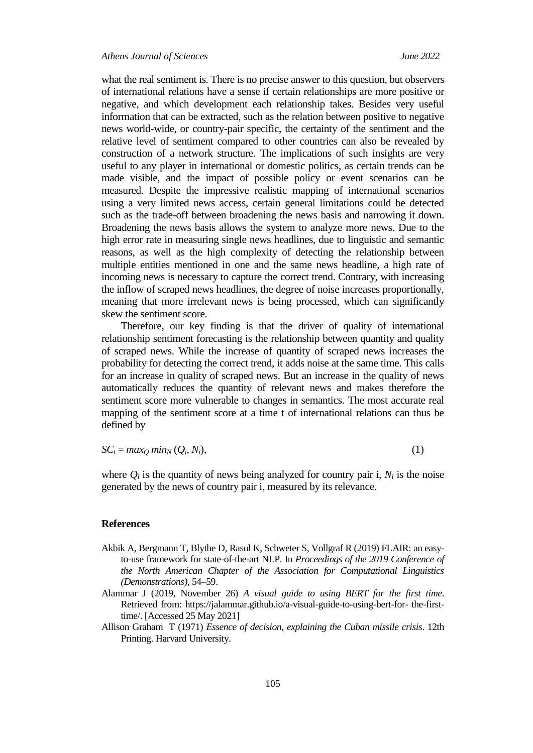what the real sentiment is. There is no precise answer to this question, but observers of international relations have a sense if certain relationships are more positive or negative, and which development each relationship takes. Besides very useful information that can be extracted, such as the relation between positive to negative news world-wide, or country-pair specific, the certainty of the sentiment and the relative level of sentiment compared to other countries can also be revealed by construction of a network structure. The implications of such insights are very useful to any player in international or domestic politics, as certain trends can be made visible, and the impact of possible policy or event scenarios can be measured. Despite the impressive realistic mapping of international scenarios using a very limited news access, certain general limitations could be detected such as the trade-off between broadening the news basis and narrowing it down. Broadening the news basis allows the system to analyze more news. Due to the high error rate in measuring single news headlines, due to linguistic and semantic reasons, as well as the high complexity of detecting the relationship between multiple entities mentioned in one and the same news headline, a high rate of incoming news is necessary to capture the correct trend. Contrary, with increasing the inflow of scraped news headlines, the degree of noise increases proportionally, meaning that more irrelevant news is being processed, which can significantly skew the sentiment score.

Therefore, our key finding is that the driver of quality of international relationship sentiment forecasting is the relationship between quantity and quality of scraped news. While the increase of quantity of scraped news increases the probability for detecting the correct trend, it adds noise at the same time. This calls for an increase in quality of scraped news. But an increase in the quality of news automatically reduces the quantity of relevant news and makes therefore the sentiment score more vulnerable to changes in semantics. The most accurate real mapping of the sentiment score at a time t of international relations can thus be defined by

$$SC_t = max_Q \, min_N \, (Q_i, N_i), \qquad (1)$$

where $Q_i$ is the quantity of news being analyzed for country pair i, $N_i$ is the noise generated by the news of country pair i, measured by its relevance.

## References

Akbik A, Bergmann T, Blythe D, Rasul K, Schweter S, Vollgraf R (2019) FLAIR: an easy-to-use framework for state-of-the-art NLP. In *Proceedings of the 2019 Conference of the North American Chapter of the Association for Computational Linguistics (Demonstrations)*, 54–59.

Alammar J (2019, November 26) *A visual guide to using BERT for the first time*. Retrieved from: https://jalammar.github.io/a-visual-guide-to-using-bert-for- the-first-time/. [Accessed 25 May 2021]

Allison Graham T (1971) *Essence of decision, explaining the Cuban missile crisis*. 12th Printing. Harvard University.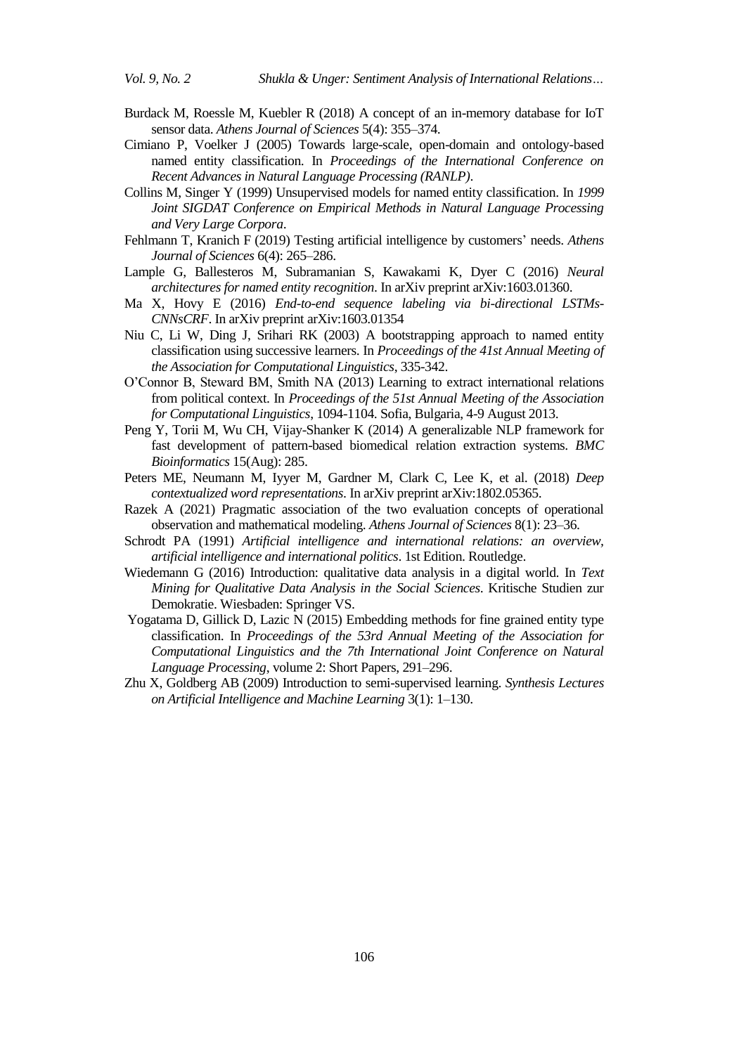Burdack M, Roessle M, Kuebler R (2018) A concept of an in-memory database for IoT sensor data. *Athens Journal of Sciences* 5(4): 355–374.

Cimiano P, Voelker J (2005) Towards large-scale, open-domain and ontology-based named entity classification. In *Proceedings of the International Conference on Recent Advances in Natural Language Processing (RANLP)*.

Collins M, Singer Y (1999) Unsupervised models for named entity classification. In *1999 Joint SIGDAT Conference on Empirical Methods in Natural Language Processing and Very Large Corpora*.

Fehlmann T, Kranich F (2019) Testing artificial intelligence by customers' needs. *Athens Journal of Sciences* 6(4): 265–286.

Lample G, Ballesteros M, Subramanian S, Kawakami K, Dyer C (2016) *Neural architectures for named entity recognition*. In arXiv preprint arXiv:1603.01360.

Ma X, Hovy E (2016) *End-to-end sequence labeling via bi-directional LSTMs-CNNsCRF*. In arXiv preprint arXiv:1603.01354

Niu C, Li W, Ding J, Srihari RK (2003) A bootstrapping approach to named entity classification using successive learners. In *Proceedings of the 41st Annual Meeting of the Association for Computational Linguistics*, 335-342.

O'Connor B, Steward BM, Smith NA (2013) Learning to extract international relations from political context. In *Proceedings of the 51st Annual Meeting of the Association for Computational Linguistics*, 1094-1104. Sofia, Bulgaria, 4-9 August 2013.

Peng Y, Torii M, Wu CH, Vijay-Shanker K (2014) A generalizable NLP framework for fast development of pattern-based biomedical relation extraction systems. *BMC Bioinformatics* 15(Aug): 285.

Peters ME, Neumann M, Iyyer M, Gardner M, Clark C, Lee K, et al. (2018) *Deep contextualized word representations*. In arXiv preprint arXiv:1802.05365.

Razek A (2021) Pragmatic association of the two evaluation concepts of operational observation and mathematical modeling. *Athens Journal of Sciences* 8(1): 23–36.

Schrodt PA (1991) *Artificial intelligence and international relations: an overview, artificial intelligence and international politics*. 1st Edition. Routledge.

Wiedemann G (2016) Introduction: qualitative data analysis in a digital world. In *Text Mining for Qualitative Data Analysis in the Social Sciences*. Kritische Studien zur Demokratie. Wiesbaden: Springer VS.

Yogatama D, Gillick D, Lazic N (2015) Embedding methods for fine grained entity type classification. In *Proceedings of the 53rd Annual Meeting of the Association for Computational Linguistics and the 7th International Joint Conference on Natural Language Processing*, volume 2: Short Papers, 291–296.

Zhu X, Goldberg AB (2009) Introduction to semi-supervised learning. *Synthesis Lectures on Artificial Intelligence and Machine Learning* 3(1): 1–130.